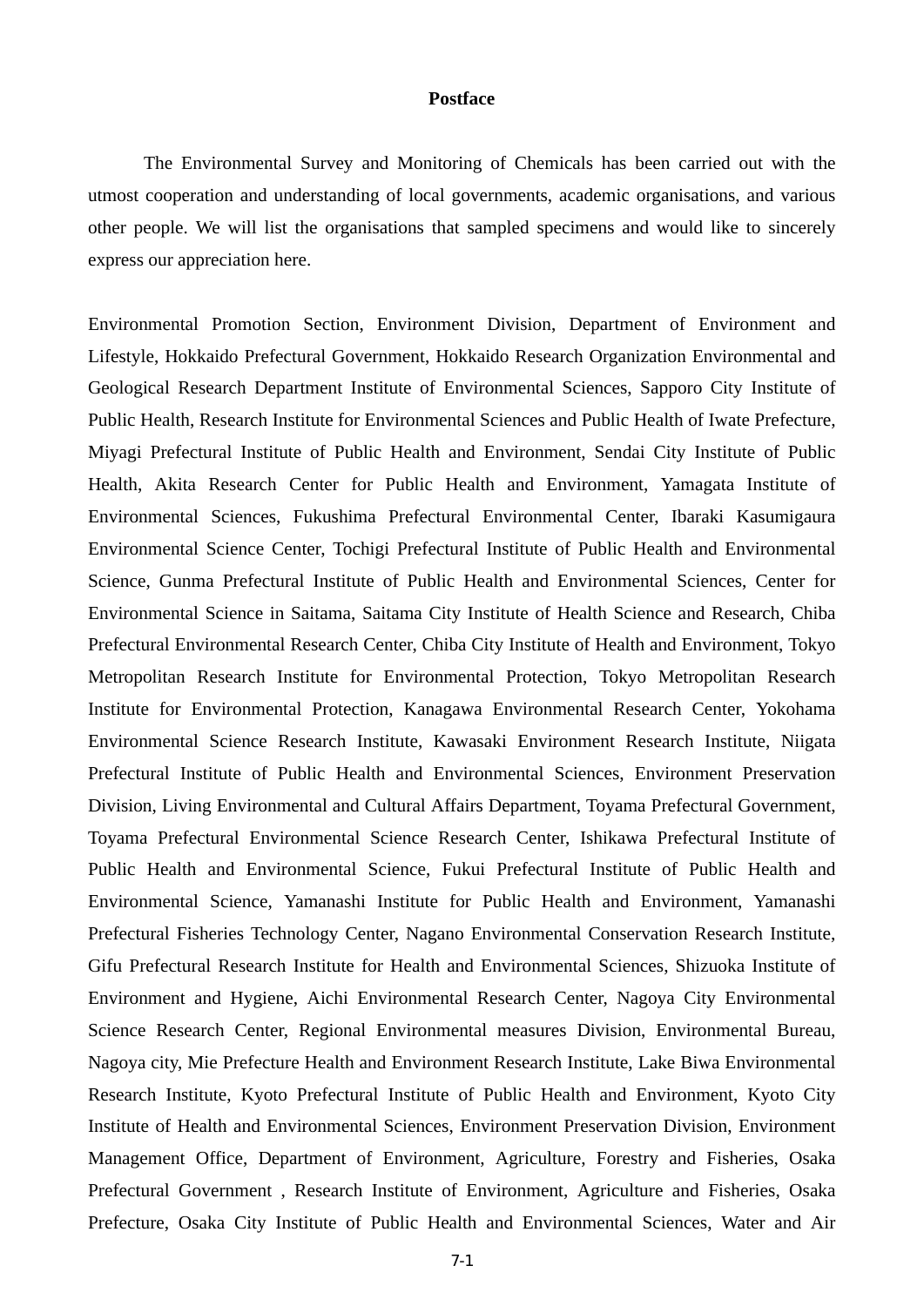# Postface

The Environmental Survey and Monitoring of Chemicals has been carried out with the utmost cooperation and understanding of local governments, academic organisations, and various other people. We will list the organisations that sampled specimens and would like to sincerely express our appreciation here.

Environmental Promotion Section, Environment Division, Department of Environment and Lifestyle, Hokkaido Prefectural Government, Hokkaido Research Organization Environmental and Geological Research Department Institute of Environmental Sciences, Sapporo City Institute of Public Health, Research Institute for Environmental Sciences and Public Health of Iwate Prefecture, Miyagi Prefectural Institute of Public Health and Environment, Sendai City Institute of Public Health, Akita Research Center for Public Health and Environment, Yamagata Institute of Environmental Sciences, Fukushima Prefectural Environmental Center, Ibaraki Kasumigaura Environmental Science Center, Tochigi Prefectural Institute of Public Health and Environmental Science, Gunma Prefectural Institute of Public Health and Environmental Sciences, Center for Environmental Science in Saitama, Saitama City Institute of Health Science and Research, Chiba Prefectural Environmental Research Center, Chiba City Institute of Health and Environment, Tokyo Metropolitan Research Institute for Environmental Protection, Tokyo Metropolitan Research Institute for Environmental Protection, Kanagawa Environmental Research Center, Yokohama Environmental Science Research Institute, Kawasaki Environment Research Institute, Niigata Prefectural Institute of Public Health and Environmental Sciences, Environment Preservation Division, Living Environmental and Cultural Affairs Department, Toyama Prefectural Government, Toyama Prefectural Environmental Science Research Center, Ishikawa Prefectural Institute of Public Health and Environmental Science, Fukui Prefectural Institute of Public Health and Environmental Science, Yamanashi Institute for Public Health and Environment, Yamanashi Prefectural Fisheries Technology Center, Nagano Environmental Conservation Research Institute, Gifu Prefectural Research Institute for Health and Environmental Sciences, Shizuoka Institute of Environment and Hygiene, Aichi Environmental Research Center, Nagoya City Environmental Science Research Center, Regional Environmental measures Division, Environmental Bureau, Nagoya city, Mie Prefecture Health and Environment Research Institute, Lake Biwa Environmental Research Institute, Kyoto Prefectural Institute of Public Health and Environment, Kyoto City Institute of Health and Environmental Sciences, Environment Preservation Division, Environment Management Office, Department of Environment, Agriculture, Forestry and Fisheries, Osaka Prefectural Government , Research Institute of Environment, Agriculture and Fisheries, Osaka Prefecture, Osaka City Institute of Public Health and Environmental Sciences, Water and Air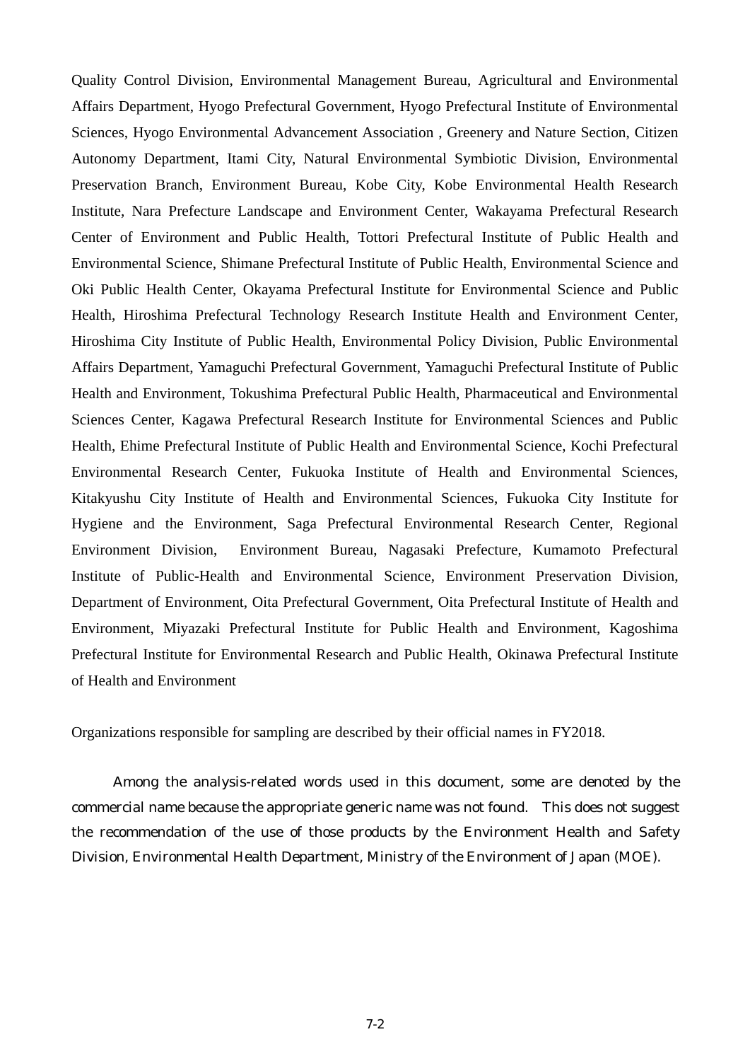Quality Control Division, Environmental Management Bureau, Agricultural and Environmental Affairs Department, Hyogo Prefectural Government, Hyogo Prefectural Institute of Environmental Sciences, Hyogo Environmental Advancement Association , Greenery and Nature Section, Citizen Autonomy Department, Itami City, Natural Environmental Symbiotic Division, Environmental Preservation Branch, Environment Bureau, Kobe City, Kobe Environmental Health Research Institute, Nara Prefecture Landscape and Environment Center, Wakayama Prefectural Research Center of Environment and Public Health, Tottori Prefectural Institute of Public Health and Environmental Science, Shimane Prefectural Institute of Public Health, Environmental Science and Oki Public Health Center, Okayama Prefectural Institute for Environmental Science and Public Health, Hiroshima Prefectural Technology Research Institute Health and Environment Center, Hiroshima City Institute of Public Health, Environmental Policy Division, Public Environmental Affairs Department, Yamaguchi Prefectural Government, Yamaguchi Prefectural Institute of Public Health and Environment, Tokushima Prefectural Public Health, Pharmaceutical and Environmental Sciences Center, Kagawa Prefectural Research Institute for Environmental Sciences and Public Health, Ehime Prefectural Institute of Public Health and Environmental Science, Kochi Prefectural Environmental Research Center, Fukuoka Institute of Health and Environmental Sciences, Kitakyushu City Institute of Health and Environmental Sciences, Fukuoka City Institute for Hygiene and the Environment, Saga Prefectural Environmental Research Center, Regional Environment Division, Environment Bureau, Nagasaki Prefecture, Kumamoto Prefectural Institute of Public-Health and Environmental Science, Environment Preservation Division, Department of Environment, Oita Prefectural Government, Oita Prefectural Institute of Health and Environment, Miyazaki Prefectural Institute for Public Health and Environment, Kagoshima Prefectural Institute for Environmental Research and Public Health, Okinawa Prefectural Institute of Health and Environment

Organizations responsible for sampling are described by their official names in FY2018.

Among the analysis-related words used in this document, some are denoted by the commercial name because the appropriate generic name was not found. This does not suggest the recommendation of the use of those products by the Environment Health and Safety Division, Environmental Health Department, Ministry of the Environment of Japan (MOE).